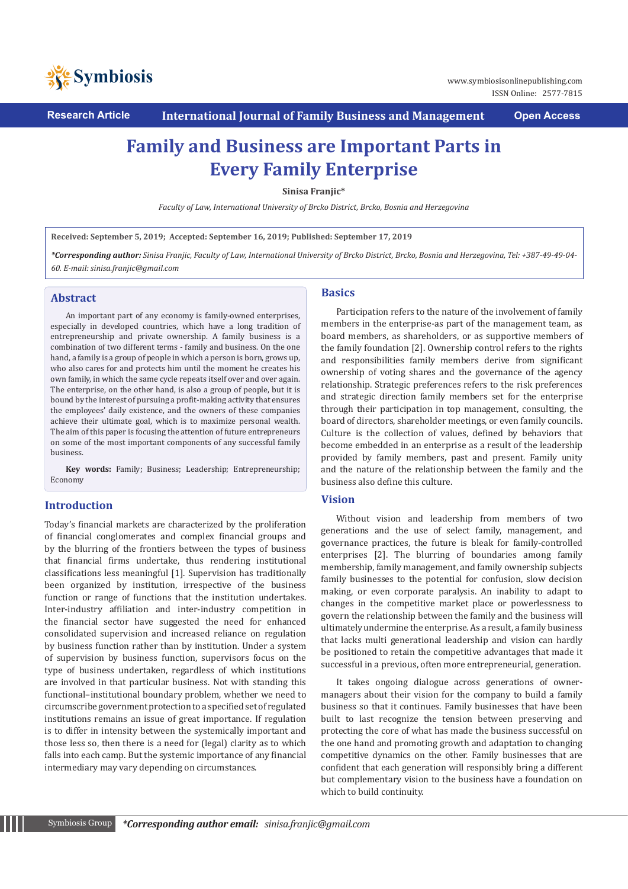# Family and Business are Important Parts in Every Family Enterprise

**Sinisa Franjic***

*Faculty of Law, International University of Brcko District, Brcko, Bosnia and Herzegovina*

**Received: September 5, 2019; Accepted: September 16, 2019; Published: September 17, 2019**

***Corresponding author:** *Sinisa Franjic, Faculty of Law, International University of Brcko District, Brcko, Bosnia and Herzegovina, Tel: +387-49-49-04-60. E-mail: sinisa.franjic@gmail.com*

## Abstract

An important part of any economy is family-owned enterprises, especially in developed countries, which have a long tradition of entrepreneurship and private ownership. A family business is a combination of two different terms - family and business. On the one hand, a family is a group of people in which a person is born, grows up, who also cares for and protects him until the moment he creates his own family, in which the same cycle repeats itself over and over again. The enterprise, on the other hand, is also a group of people, but it is bound by the interest of pursuing a profit-making activity that ensures the employees' daily existence, and the owners of these companies achieve their ultimate goal, which is to maximize personal wealth. The aim of this paper is focusing the attention of future entrepreneurs on some of the most important components of any successful family business.

**Key words:** Family; Business; Leadership; Entrepreneurship; Economy

## Introduction

Today's financial markets are characterized by the proliferation of financial conglomerates and complex financial groups and by the blurring of the frontiers between the types of business that financial firms undertake, thus rendering institutional classifications less meaningful [1]. Supervision has traditionally been organized by institution, irrespective of the business function or range of functions that the institution undertakes. Inter-industry affiliation and inter-industry competition in the financial sector have suggested the need for enhanced consolidated supervision and increased reliance on regulation by business function rather than by institution. Under a system of supervision by business function, supervisors focus on the type of business undertaken, regardless of which institutions are involved in that particular business. Not with standing this functional–institutional boundary problem, whether we need to circumscribe government protection to a specified set of regulated institutions remains an issue of great importance. If regulation is to differ in intensity between the systemically important and those less so, then there is a need for (legal) clarity as to which falls into each camp. But the systemic importance of any financial intermediary may vary depending on circumstances.

## Basics

Participation refers to the nature of the involvement of family members in the enterprise-as part of the management team, as board members, as shareholders, or as supportive members of the family foundation [2]. Ownership control refers to the rights and responsibilities family members derive from significant ownership of voting shares and the governance of the agency relationship. Strategic preferences refers to the risk preferences and strategic direction family members set for the enterprise through their participation in top management, consulting, the board of directors, shareholder meetings, or even family councils. Culture is the collection of values, defined by behaviors that become embedded in an enterprise as a result of the leadership provided by family members, past and present. Family unity and the nature of the relationship between the family and the business also define this culture.

## Vision

Without vision and leadership from members of two generations and the use of select family, management, and governance practices, the future is bleak for family-controlled enterprises [2]. The blurring of boundaries among family membership, family management, and family ownership subjects family businesses to the potential for confusion, slow decision making, or even corporate paralysis. An inability to adapt to changes in the competitive market place or powerlessness to govern the relationship between the family and the business will ultimately undermine the enterprise. As a result, a family business that lacks multi generational leadership and vision can hardly be positioned to retain the competitive advantages that made it successful in a previous, often more entrepreneurial, generation.

It takes ongoing dialogue across generations of owner-managers about their vision for the company to build a family business so that it continues. Family businesses that have been built to last recognize the tension between preserving and protecting the core of what has made the business successful on the one hand and promoting growth and adaptation to changing competitive dynamics on the other. Family businesses that are confident that each generation will responsibly bring a different but complementary vision to the business have a foundation on which to build continuity.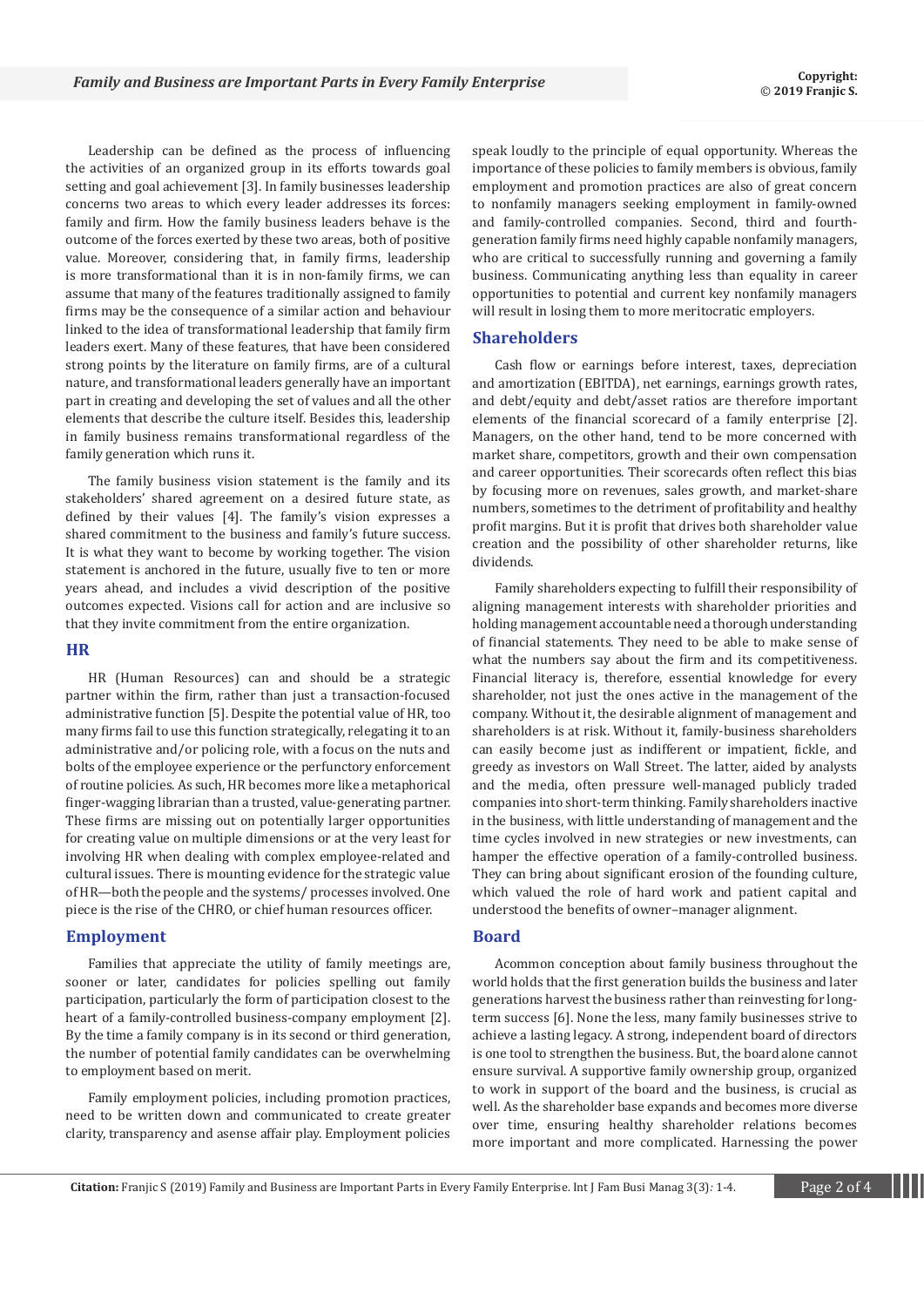Leadership can be defined as the process of influencing the activities of an organized group in its efforts towards goal setting and goal achievement [3]. In family businesses leadership concerns two areas to which every leader addresses its forces: family and firm. How the family business leaders behave is the outcome of the forces exerted by these two areas, both of positive value. Moreover, considering that, in family firms, leadership is more transformational than it is in non-family firms, we can assume that many of the features traditionally assigned to family firms may be the consequence of a similar action and behaviour linked to the idea of transformational leadership that family firm leaders exert. Many of these features, that have been considered strong points by the literature on family firms, are of a cultural nature, and transformational leaders generally have an important part in creating and developing the set of values and all the other elements that describe the culture itself. Besides this, leadership in family business remains transformational regardless of the family generation which runs it.

The family business vision statement is the family and its stakeholders' shared agreement on a desired future state, as defined by their values [4]. The family's vision expresses a shared commitment to the business and family's future success. It is what they want to become by working together. The vision statement is anchored in the future, usually five to ten or more years ahead, and includes a vivid description of the positive outcomes expected. Visions call for action and are inclusive so that they invite commitment from the entire organization.

## HR

HR (Human Resources) can and should be a strategic partner within the firm, rather than just a transaction-focused administrative function [5]. Despite the potential value of HR, too many firms fail to use this function strategically, relegating it to an administrative and/or policing role, with a focus on the nuts and bolts of the employee experience or the perfunctory enforcement of routine policies. As such, HR becomes more like a metaphorical finger-wagging librarian than a trusted, value-generating partner. These firms are missing out on potentially larger opportunities for creating value on multiple dimensions or at the very least for involving HR when dealing with complex employee-related and cultural issues. There is mounting evidence for the strategic value of HR—both the people and the systems/ processes involved. One piece is the rise of the CHRO, or chief human resources officer.

## Employment

Families that appreciate the utility of family meetings are, sooner or later, candidates for policies spelling out family participation, particularly the form of participation closest to the heart of a family-controlled business-company employment [2]. By the time a family company is in its second or third generation, the number of potential family candidates can be overwhelming to employment based on merit.

Family employment policies, including promotion practices, need to be written down and communicated to create greater clarity, transparency and asense affair play. Employment policies speak loudly to the principle of equal opportunity. Whereas the importance of these policies to family members is obvious, family employment and promotion practices are also of great concern to nonfamily managers seeking employment in family-owned and family-controlled companies. Second, third and fourth-generation family firms need highly capable nonfamily managers, who are critical to successfully running and governing a family business. Communicating anything less than equality in career opportunities to potential and current key nonfamily managers will result in losing them to more meritocratic employers.

## Shareholders

Cash flow or earnings before interest, taxes, depreciation and amortization (EBITDA), net earnings, earnings growth rates, and debt/equity and debt/asset ratios are therefore important elements of the financial scorecard of a family enterprise [2]. Managers, on the other hand, tend to be more concerned with market share, competitors, growth and their own compensation and career opportunities. Their scorecards often reflect this bias by focusing more on revenues, sales growth, and market-share numbers, sometimes to the detriment of profitability and healthy profit margins. But it is profit that drives both shareholder value creation and the possibility of other shareholder returns, like dividends.

Family shareholders expecting to fulfill their responsibility of aligning management interests with shareholder priorities and holding management accountable need a thorough understanding of financial statements. They need to be able to make sense of what the numbers say about the firm and its competitiveness. Financial literacy is, therefore, essential knowledge for every shareholder, not just the ones active in the management of the company. Without it, the desirable alignment of management and shareholders is at risk. Without it, family-business shareholders can easily become just as indifferent or impatient, fickle, and greedy as investors on Wall Street. The latter, aided by analysts and the media, often pressure well-managed publicly traded companies into short-term thinking. Family shareholders inactive in the business, with little understanding of management and the time cycles involved in new strategies or new investments, can hamper the effective operation of a family-controlled business. They can bring about significant erosion of the founding culture, which valued the role of hard work and patient capital and understood the benefits of owner–manager alignment.

## Board

Acommon conception about family business throughout the world holds that the first generation builds the business and later generations harvest the business rather than reinvesting for long-term success [6]. None the less, many family businesses strive to achieve a lasting legacy. A strong, independent board of directors is one tool to strengthen the business. But, the board alone cannot ensure survival. A supportive family ownership group, organized to work in support of the board and the business, is crucial as well. As the shareholder base expands and becomes more diverse over time, ensuring healthy shareholder relations becomes more important and more complicated. Harnessing the power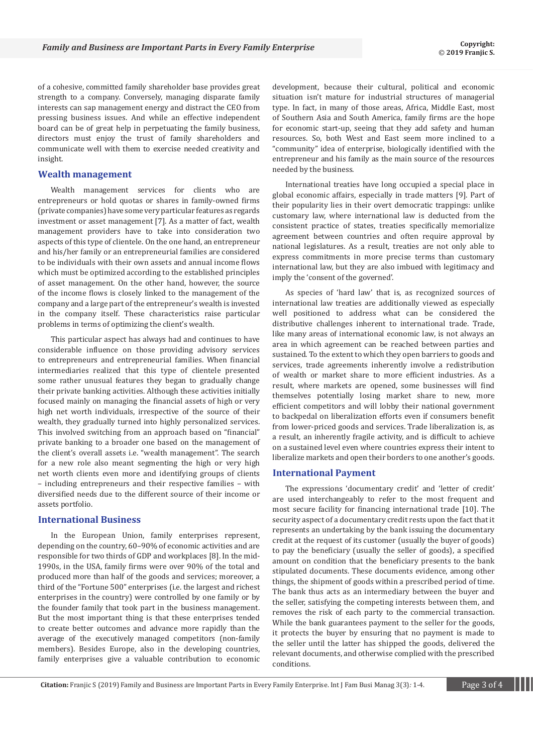of a cohesive, committed family shareholder base provides great strength to a company. Conversely, managing disparate family interests can sap management energy and distract the CEO from pressing business issues. And while an effective independent board can be of great help in perpetuating the family business, directors must enjoy the trust of family shareholders and communicate well with them to exercise needed creativity and insight.

## Wealth management

Wealth management services for clients who are entrepreneurs or hold quotas or shares in family-owned firms (private companies) have some very particular features as regards investment or asset management [7]. As a matter of fact, wealth management providers have to take into consideration two aspects of this type of clientele. On the one hand, an entrepreneur and his/her family or an entrepreneurial families are considered to be individuals with their own assets and annual income flows which must be optimized according to the established principles of asset management. On the other hand, however, the source of the income flows is closely linked to the management of the company and a large part of the entrepreneur's wealth is invested in the company itself. These characteristics raise particular problems in terms of optimizing the client's wealth.

This particular aspect has always had and continues to have considerable influence on those providing advisory services to entrepreneurs and entrepreneurial families. When financial intermediaries realized that this type of clientele presented some rather unusual features they began to gradually change their private banking activities. Although these activities initially focused mainly on managing the financial assets of high or very high net worth individuals, irrespective of the source of their wealth, they gradually turned into highly personalized services. This involved switching from an approach based on "financial" private banking to a broader one based on the management of the client's overall assets i.e. "wealth management". The search for a new role also meant segmenting the high or very high net worth clients even more and identifying groups of clients – including entrepreneurs and their respective families – with diversified needs due to the different source of their income or assets portfolio.

## International Business

In the European Union, family enterprises represent, depending on the country, 60–90% of economic activities and are responsible for two thirds of GDP and workplaces [8]. In the mid-1990s, in the USA, family firms were over 90% of the total and produced more than half of the goods and services; moreover, a third of the "Fortune 500" enterprises (i.e. the largest and richest enterprises in the country) were controlled by one family or by the founder family that took part in the business management. But the most important thing is that these enterprises tended to create better outcomes and advance more rapidly than the average of the executively managed competitors (non-family members). Besides Europe, also in the developing countries, family enterprises give a valuable contribution to economic development, because their cultural, political and economic situation isn't mature for industrial structures of managerial type. In fact, in many of those areas, Africa, Middle East, most of Southern Asia and South America, family firms are the hope for economic start-up, seeing that they add safety and human resources. So, both West and East seem more inclined to a "community" idea of enterprise, biologically identified with the entrepreneur and his family as the main source of the resources needed by the business.

International treaties have long occupied a special place in global economic affairs, especially in trade matters [9]. Part of their popularity lies in their overt democratic trappings: unlike customary law, where international law is deducted from the consistent practice of states, treaties specifically memorialize agreement between countries and often require approval by national legislatures. As a result, treaties are not only able to express commitments in more precise terms than customary international law, but they are also imbued with legitimacy and imply the 'consent of the governed'.

As species of 'hard law' that is, as recognized sources of international law treaties are additionally viewed as especially well positioned to address what can be considered the distributive challenges inherent to international trade. Trade, like many areas of international economic law, is not always an area in which agreement can be reached between parties and sustained. To the extent to which they open barriers to goods and services, trade agreements inherently involve a redistribution of wealth or market share to more efficient industries. As a result, where markets are opened, some businesses will find themselves potentially losing market share to new, more efficient competitors and will lobby their national government to backpedal on liberalization efforts even if consumers benefit from lower-priced goods and services. Trade liberalization is, as a result, an inherently fragile activity, and is difficult to achieve on a sustained level even where countries express their intent to liberalize markets and open their borders to one another's goods.

## International Payment

The expressions 'documentary credit' and 'letter of credit' are used interchangeably to refer to the most frequent and most secure facility for financing international trade [10]. The security aspect of a documentary credit rests upon the fact that it represents an undertaking by the bank issuing the documentary credit at the request of its customer (usually the buyer of goods) to pay the beneficiary (usually the seller of goods), a specified amount on condition that the beneficiary presents to the bank stipulated documents. These documents evidence, among other things, the shipment of goods within a prescribed period of time. The bank thus acts as an intermediary between the buyer and the seller, satisfying the competing interests between them, and removes the risk of each party to the commercial transaction. While the bank guarantees payment to the seller for the goods, it protects the buyer by ensuring that no payment is made to the seller until the latter has shipped the goods, delivered the relevant documents, and otherwise complied with the prescribed conditions.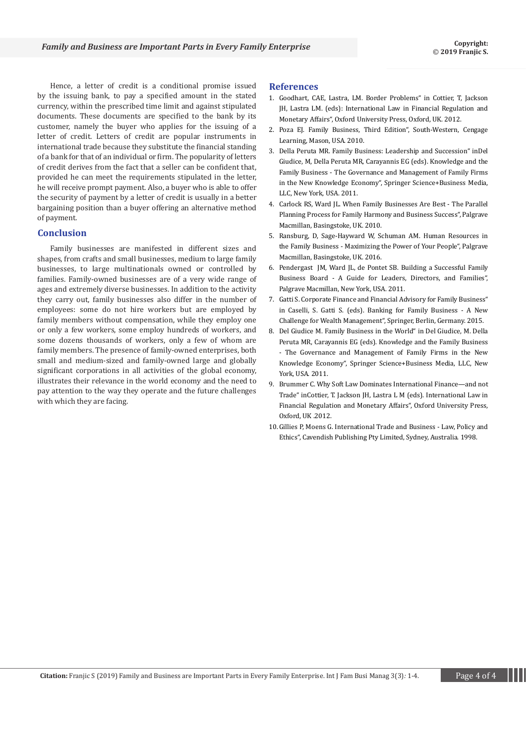Hence, a letter of credit is a conditional promise issued by the issuing bank, to pay a specified amount in the stated currency, within the prescribed time limit and against stipulated documents. These documents are specified to the bank by its customer, namely the buyer who applies for the issuing of a letter of credit. Letters of credit are popular instruments in international trade because they substitute the financial standing of a bank for that of an individual or firm. The popularity of letters of credit derives from the fact that a seller can be confident that, provided he can meet the requirements stipulated in the letter, he will receive prompt payment. Also, a buyer who is able to offer the security of payment by a letter of credit is usually in a better bargaining position than a buyer offering an alternative method of payment.

## Conclusion

Family businesses are manifested in different sizes and shapes, from crafts and small businesses, medium to large family businesses, to large multinationals owned or controlled by families. Family-owned businesses are of a very wide range of ages and extremely diverse businesses. In addition to the activity they carry out, family businesses also differ in the number of employees: some do not hire workers but are employed by family members without compensation, while they employ one or only a few workers, some employ hundreds of workers, and some dozens thousands of workers, only a few of whom are family members. The presence of family-owned enterprises, both small and medium-sized and family-owned large and globally significant corporations in all activities of the global economy, illustrates their relevance in the world economy and the need to pay attention to the way they operate and the future challenges with which they are facing.

## References

1. Goodhart, CAE, Lastra, LM. Border Problems" in Cottier, T, Jackson JH, Lastra LM. (eds): International Law in Financial Regulation and Monetary Affairs", Oxford University Press, Oxford, UK. 2012.
2. Poza EJ. Family Business, Third Edition", South-Western, Cengage Learning, Mason, USA. 2010.
3. Della Peruta MR. Family Business: Leadership and Succession" inDel Giudice, M, Della Peruta MR, Carayannis EG (eds). Knowledge and the Family Business - The Governance and Management of Family Firms in the New Knowledge Economy", Springer Science+Business Media, LLC, New York, USA. 2011.
4. Carlock RS, Ward JL. When Family Businesses Are Best - The Parallel Planning Process for Family Harmony and Business Success", Palgrave Macmillan, Basingstoke, UK. 2010.
5. Ransburg, D, Sage-Hayward W, Schuman AM. Human Resources in the Family Business - Maximizing the Power of Your People", Palgrave Macmillan, Basingstoke, UK. 2016.
6. Pendergast JM, Ward JL, de Pontet SB. Building a Successful Family Business Board - A Guide for Leaders, Directors, and Families", Palgrave Macmillan, New York, USA. 2011.
7. Gatti S. Corporate Finance and Financial Advisory for Family Business" in Caselli, S. Gatti S. (eds). Banking for Family Business - A New Challenge for Wealth Management", Springer, Berlin, Germany. 2015.
8. Del Giudice M. Family Business in the World" in Del Giudice, M. Della Peruta MR, Carayannis EG (eds). Knowledge and the Family Business - The Governance and Management of Family Firms in the New Knowledge Economy", Springer Science+Business Media, LLC, New York, USA. 2011.
9. Brummer C. Why Soft Law Dominates International Finance—and not Trade" inCottier, T. Jackson JH, Lastra L M (eds). International Law in Financial Regulation and Monetary Affairs", Oxford University Press, Oxford, UK .2012.
10. Gillies P, Moens G. International Trade and Business - Law, Policy and Ethics", Cavendish Publishing Pty Limited, Sydney, Australia. 1998.